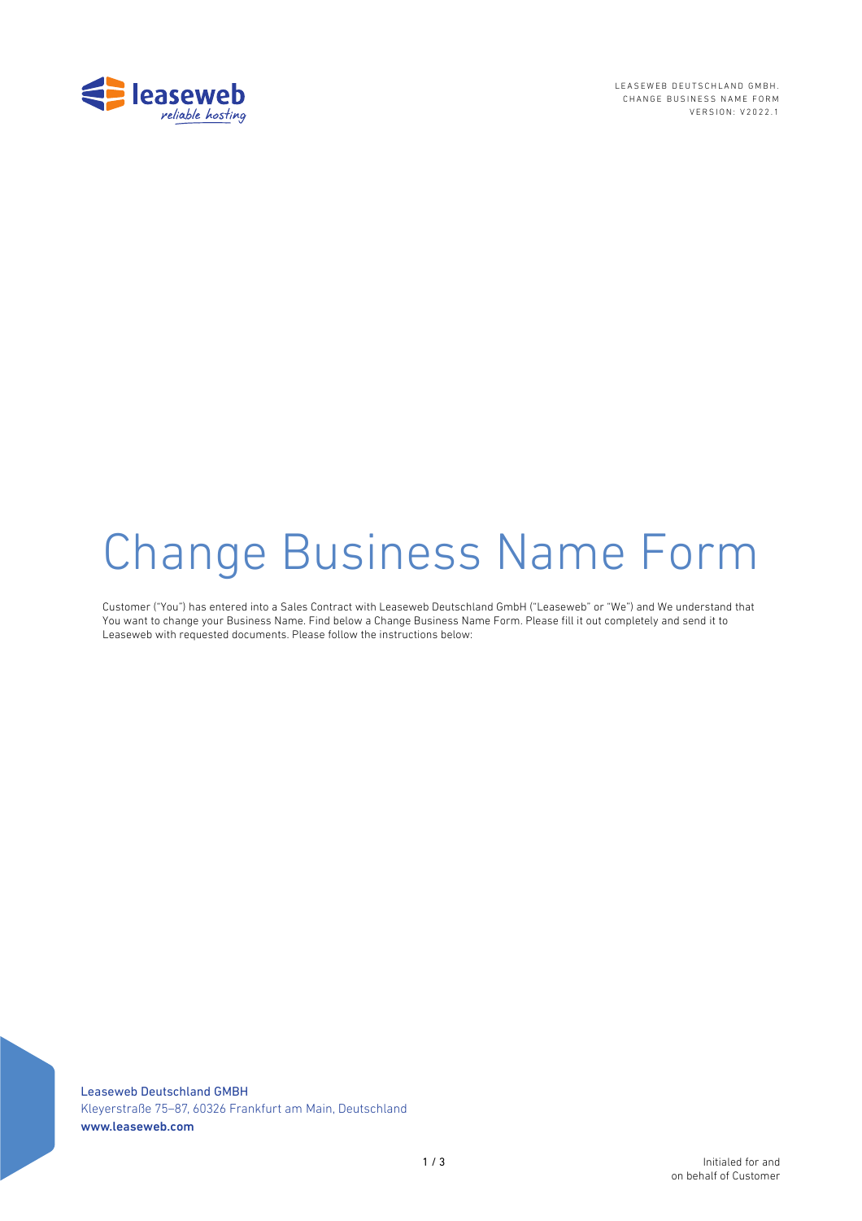# Change Business Name Form

Customer ("You") has entered into a Sales Contract with Leaseweb Deutschland GmbH ("Leaseweb" or "We") and We understand that You want to change your Business Name. Find below a Change Business Name Form. Please fill it out completely and send it to Leaseweb with requested documents. Please follow the instructions below:

Leaseweb Deutschland GMBH
Kleyerstraße 75–87, 60326 Frankfurt am Main, Deutschland
**www.leaseweb.com**

Initialed for and on behalf of Customer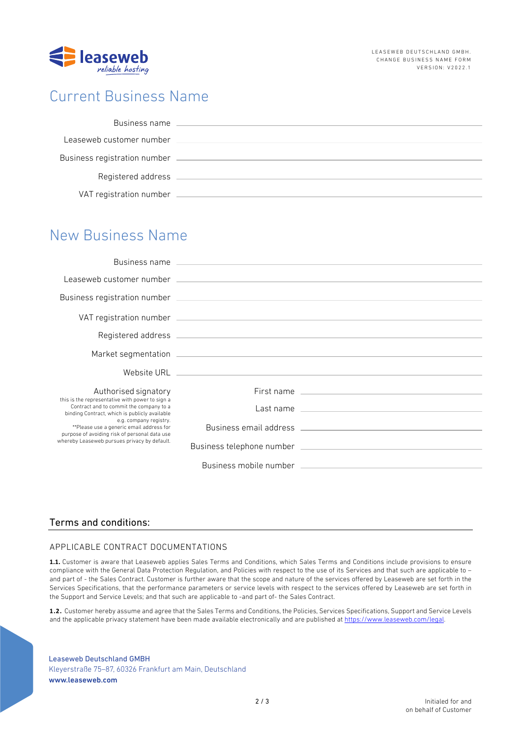# Current Business Name

Business name \_\_\_\_\_\_\_\_\_\_\_\_\_\_\_\_\_\_\_\_\_\_\_\_\_\_\_\_\_\_\_\_\_\_\_\_\_\_\_\_

Leaseweb customer number \_\_\_\_\_\_\_\_\_\_\_\_\_\_\_\_\_\_\_\_\_\_\_\_\_\_\_\_\_\_\_\_\_\_\_\_\_\_\_\_

Business registration number \_\_\_\_\_\_\_\_\_\_\_\_\_\_\_\_\_\_\_\_\_\_\_\_\_\_\_\_\_\_\_\_\_\_\_\_\_\_\_\_

Registered address \_\_\_\_\_\_\_\_\_\_\_\_\_\_\_\_\_\_\_\_\_\_\_\_\_\_\_\_\_\_\_\_\_\_\_\_\_\_\_\_

VAT registration number \_\_\_\_\_\_\_\_\_\_\_\_\_\_\_\_\_\_\_\_\_\_\_\_\_\_\_\_\_\_\_\_\_\_\_\_\_\_\_\_

# New Business Name

Business name \_\_\_\_\_\_\_\_\_\_\_\_\_\_\_\_\_\_\_\_\_\_\_\_\_\_\_\_\_\_\_\_\_\_\_\_\_\_\_\_

Leaseweb customer number \_\_\_\_\_\_\_\_\_\_\_\_\_\_\_\_\_\_\_\_\_\_\_\_\_\_\_\_\_\_\_\_\_\_\_\_\_\_\_\_

Business registration number \_\_\_\_\_\_\_\_\_\_\_\_\_\_\_\_\_\_\_\_\_\_\_\_\_\_\_\_\_\_\_\_\_\_\_\_\_\_\_\_

VAT registration number \_\_\_\_\_\_\_\_\_\_\_\_\_\_\_\_\_\_\_\_\_\_\_\_\_\_\_\_\_\_\_\_\_\_\_\_\_\_\_\_

Registered address \_\_\_\_\_\_\_\_\_\_\_\_\_\_\_\_\_\_\_\_\_\_\_\_\_\_\_\_\_\_\_\_\_\_\_\_\_\_\_\_

Market segmentation \_\_\_\_\_\_\_\_\_\_\_\_\_\_\_\_\_\_\_\_\_\_\_\_\_\_\_\_\_\_\_\_\_\_\_\_\_\_\_\_

Website URL \_\_\_\_\_\_\_\_\_\_\_\_\_\_\_\_\_\_\_\_\_\_\_\_\_\_\_\_\_\_\_\_\_\_\_\_\_\_\_\_

**Authorised signatory**
this is the representative with power to sign a Contract and to commit the company to a binding Contract, which is publicly available e.g. company registry.
**Please use a generic email address for purpose of avoiding risk of personal data use whereby Leaseweb pursues privacy by default.

First name \_\_\_\_\_\_\_\_\_\_\_\_\_\_\_\_\_\_\_\_\_\_\_\_\_\_\_\_\_\_\_\_

Last name \_\_\_\_\_\_\_\_\_\_\_\_\_\_\_\_\_\_\_\_\_\_\_\_\_\_\_\_\_\_\_\_

Business email address \_\_\_\_\_\_\_\_\_\_\_\_\_\_\_\_\_\_\_\_\_\_\_\_\_\_\_\_\_\_\_\_

Business telephone number \_\_\_\_\_\_\_\_\_\_\_\_\_\_\_\_\_\_\_\_\_\_\_\_\_\_\_\_\_\_\_\_

Business mobile number \_\_\_\_\_\_\_\_\_\_\_\_\_\_\_\_\_\_\_\_\_\_\_\_\_\_\_\_\_\_\_\_

## Terms and conditions:

### APPLICABLE CONTRACT DOCUMENTATIONS

**1.1.** Customer is aware that Leaseweb applies Sales Terms and Conditions, which Sales Terms and Conditions include provisions to ensure compliance with the General Data Protection Regulation, and Policies with respect to the use of its Services and that such are applicable to – and part of - the Sales Contract. Customer is further aware that the scope and nature of the services offered by Leaseweb are set forth in the Services Specifications, that the performance parameters or service levels with respect to the services offered by Leaseweb are set forth in the Support and Service Levels; and that such are applicable to -and part of- the Sales Contract.

**1.2.** Customer hereby assume and agree that the Sales Terms and Conditions, the Policies, Services Specifications, Support and Service Levels and the applicable privacy statement have been made available electronically and are published at https://www.leaseweb.com/legal.

Leaseweb Deutschland GMBH
Kleyerstraße 75–87, 60326 Frankfurt am Main, Deutschland
**www.leaseweb.com**

Initialed for and on behalf of Customer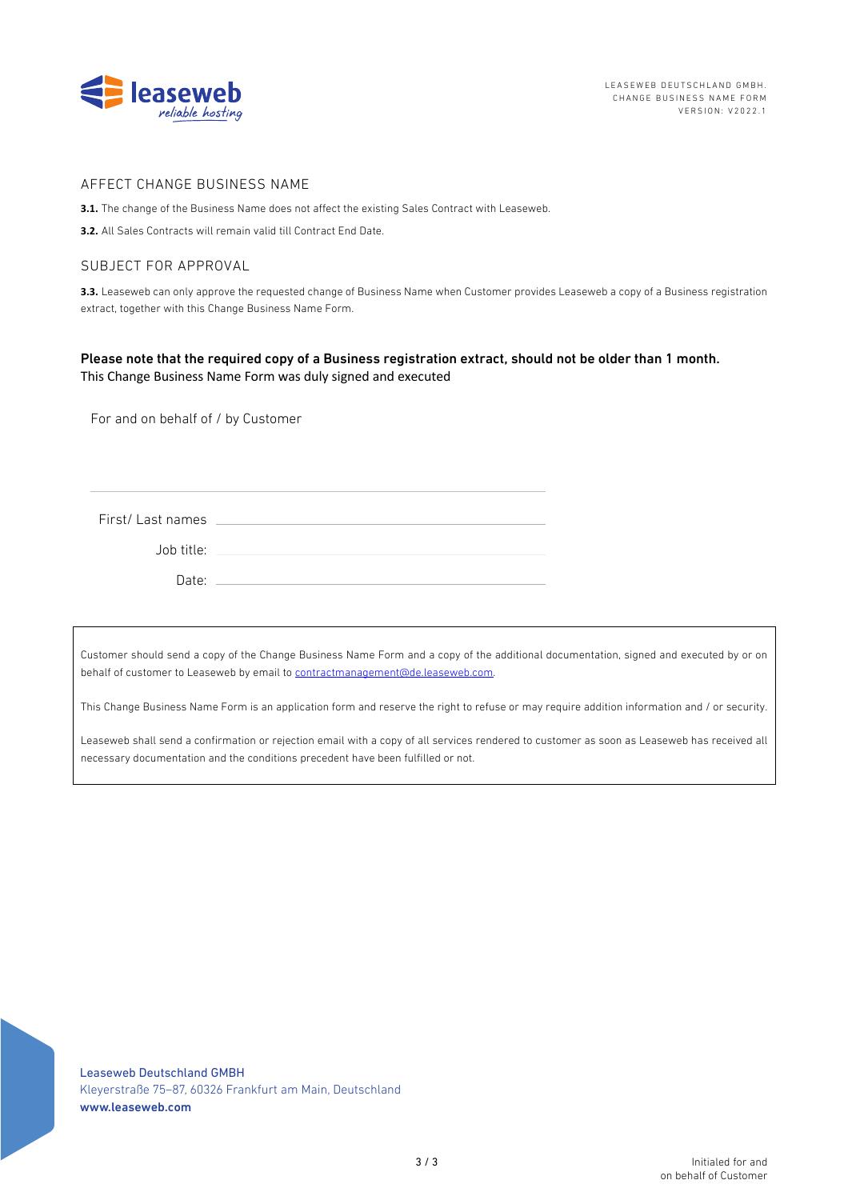## AFFECT CHANGE BUSINESS NAME

**3.1.** The change of the Business Name does not affect the existing Sales Contract with Leaseweb.

**3.2.** All Sales Contracts will remain valid till Contract End Date.

## SUBJECT FOR APPROVAL

**3.3.** Leaseweb can only approve the requested change of Business Name when Customer provides Leaseweb a copy of a Business registration extract, together with this Change Business Name Form.

**Please note that the required copy of a Business registration extract, should not be older than 1 month.**
This Change Business Name Form was duly signed and executed

For and on behalf of / by Customer

\_\_\_\_\_\_\_\_\_\_\_\_\_\_\_\_\_\_\_\_\_\_\_\_\_\_\_\_\_\_\_\_\_\_\_\_\_\_\_\_

First/ Last names \_\_\_\_\_\_\_\_\_\_\_\_\_\_\_\_\_\_\_\_\_\_\_\_\_\_\_\_\_\_

Job title: \_\_\_\_\_\_\_\_\_\_\_\_\_\_\_\_\_\_\_\_\_\_\_\_\_\_\_\_\_\_

Date: \_\_\_\_\_\_\_\_\_\_\_\_\_\_\_\_\_\_\_\_\_\_\_\_\_\_\_\_\_\_

Customer should send a copy of the Change Business Name Form and a copy of the additional documentation, signed and executed by or on behalf of customer to Leaseweb by email to contractmanagement@de.leaseweb.com.

This Change Business Name Form is an application form and reserve the right to refuse or may require addition information and / or security.

Leaseweb shall send a confirmation or rejection email with a copy of all services rendered to customer as soon as Leaseweb has received all necessary documentation and the conditions precedent have been fulfilled or not.

Leaseweb Deutschland GMBH
Kleyerstraße 75–87, 60326 Frankfurt am Main, Deutschland
**www.leaseweb.com**

Initialed for and on behalf of Customer